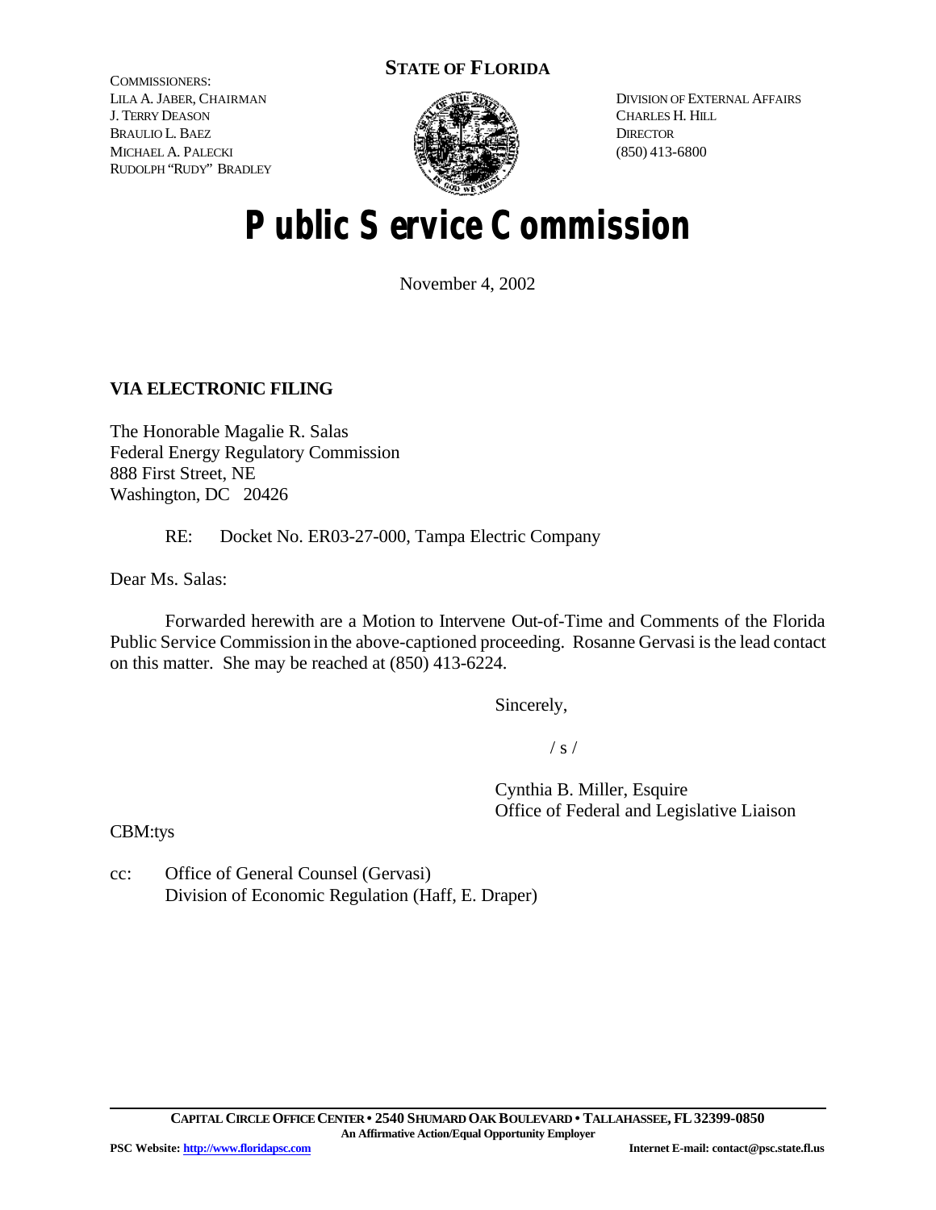**STATE OF FLORIDA**

COMMISSIONERS:
LILA A. JABER, CHAIRMAN
J. TERRY DEASON
BRAULIO L. BAEZ
MICHAEL A. PALECKI
RUDOLPH "RUDY" BRADLEY

DIVISION OF EXTERNAL AFFAIRS
CHARLES H. HILL
DIRECTOR
(850) 413-6800

# Public Service Commission

November 4, 2002

**VIA ELECTRONIC FILING**

The Honorable Magalie R. Salas
Federal Energy Regulatory Commission
888 First Street, NE
Washington, DC 20426

RE: Docket No. ER03-27-000, Tampa Electric Company

Dear Ms. Salas:

Forwarded herewith are a Motion to Intervene Out-of-Time and Comments of the Florida Public Service Commission in the above-captioned proceeding. Rosanne Gervasi is the lead contact on this matter. She may be reached at (850) 413-6224.

Sincerely,

/ s /

Cynthia B. Miller, Esquire
Office of Federal and Legislative Liaison

CBM:tys

cc: Office of General Counsel (Gervasi)
Division of Economic Regulation (Haff, E. Draper)

**CAPITAL CIRCLE OFFICE CENTER • 2540 SHUMARD OAK BOULEVARD • TALLAHASSEE, FL 32399-0850**
**An Affirmative Action/Equal Opportunity Employer**

**PSC Website: http://www.floridapsc.com** **Internet E-mail: contact@psc.state.fl.us**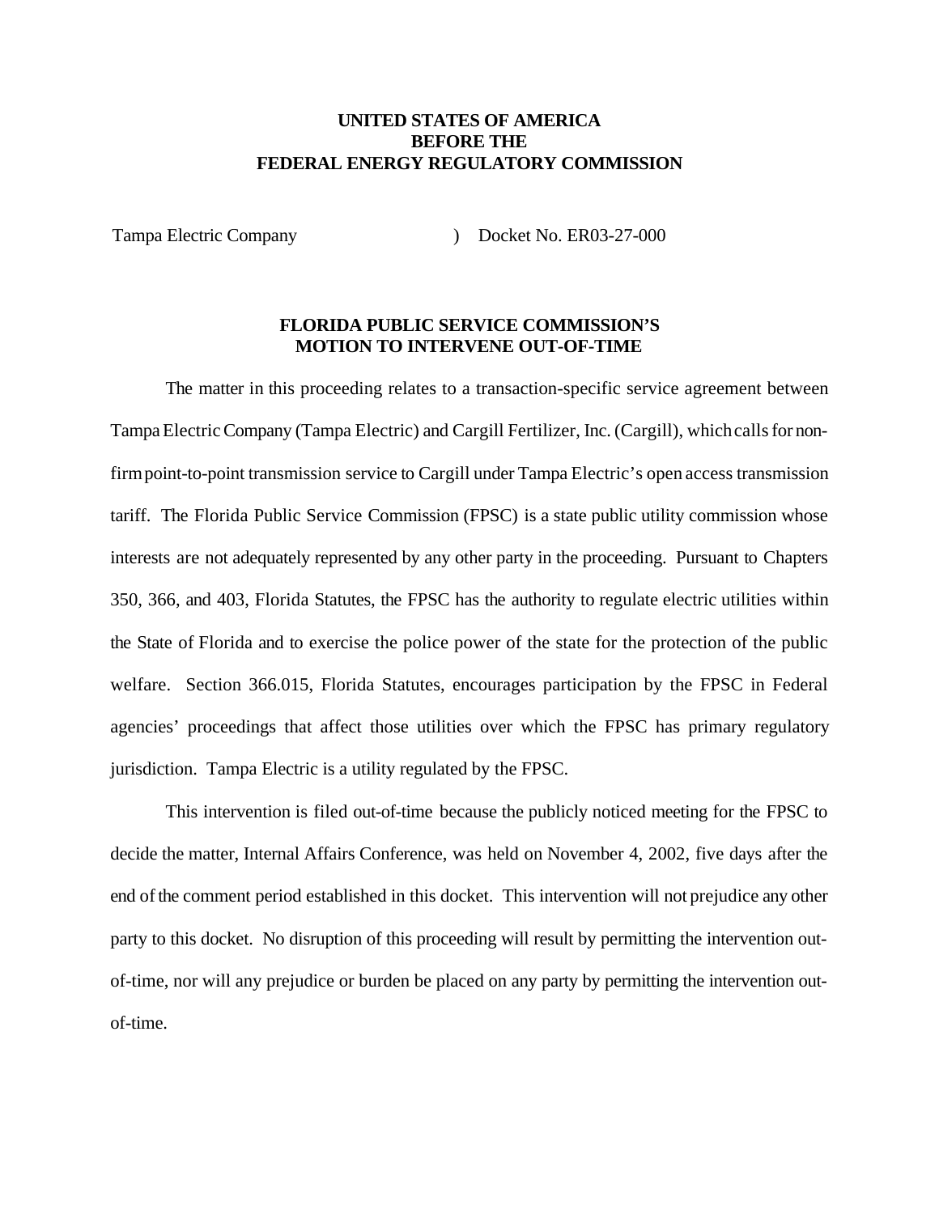**UNITED STATES OF AMERICA**
**BEFORE THE**
**FEDERAL ENERGY REGULATORY COMMISSION**

Tampa Electric Company ) Docket No. ER03-27-000

**FLORIDA PUBLIC SERVICE COMMISSION'S**
**MOTION TO INTERVENE OUT-OF-TIME**

The matter in this proceeding relates to a transaction-specific service agreement between Tampa Electric Company (Tampa Electric) and Cargill Fertilizer, Inc. (Cargill), which calls for non-firm point-to-point transmission service to Cargill under Tampa Electric's open access transmission tariff. The Florida Public Service Commission (FPSC) is a state public utility commission whose interests are not adequately represented by any other party in the proceeding. Pursuant to Chapters 350, 366, and 403, Florida Statutes, the FPSC has the authority to regulate electric utilities within the State of Florida and to exercise the police power of the state for the protection of the public welfare. Section 366.015, Florida Statutes, encourages participation by the FPSC in Federal agencies' proceedings that affect those utilities over which the FPSC has primary regulatory jurisdiction. Tampa Electric is a utility regulated by the FPSC.

This intervention is filed out-of-time because the publicly noticed meeting for the FPSC to decide the matter, Internal Affairs Conference, was held on November 4, 2002, five days after the end of the comment period established in this docket. This intervention will not prejudice any other party to this docket. No disruption of this proceeding will result by permitting the intervention out-of-time, nor will any prejudice or burden be placed on any party by permitting the intervention out-of-time.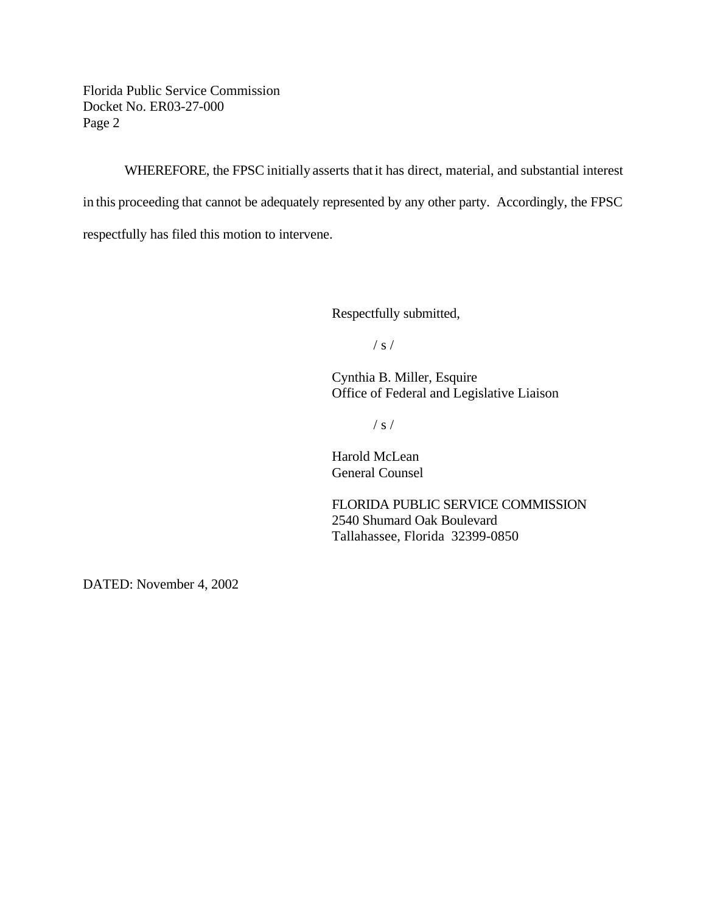WHEREFORE, the FPSC initially asserts that it has direct, material, and substantial interest in this proceeding that cannot be adequately represented by any other party. Accordingly, the FPSC respectfully has filed this motion to intervene.

Respectfully submitted,

/ s /

Cynthia B. Miller, Esquire
Office of Federal and Legislative Liaison

/ s /

Harold McLean
General Counsel

FLORIDA PUBLIC SERVICE COMMISSION
2540 Shumard Oak Boulevard
Tallahassee, Florida 32399-0850

DATED: November 4, 2002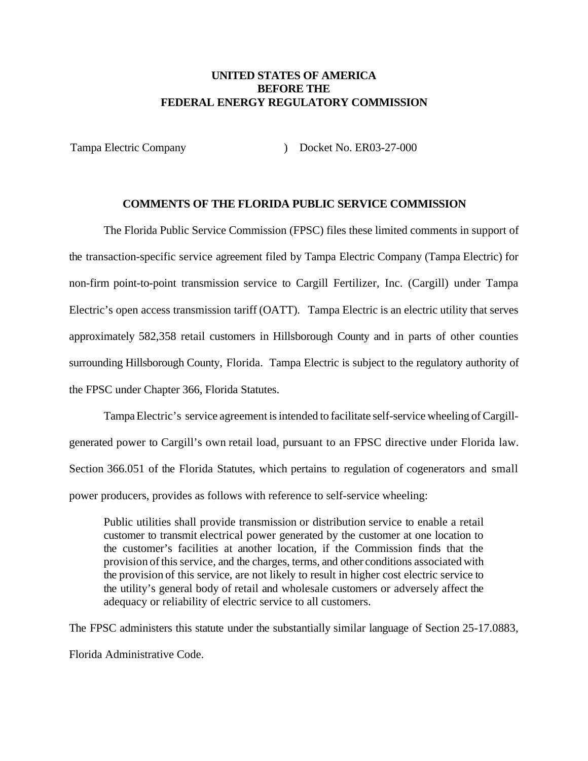**UNITED STATES OF AMERICA**
**BEFORE THE**
**FEDERAL ENERGY REGULATORY COMMISSION**

Tampa Electric Company ) Docket No. ER03-27-000

**COMMENTS OF THE FLORIDA PUBLIC SERVICE COMMISSION**

The Florida Public Service Commission (FPSC) files these limited comments in support of the transaction-specific service agreement filed by Tampa Electric Company (Tampa Electric) for non-firm point-to-point transmission service to Cargill Fertilizer, Inc. (Cargill) under Tampa Electric's open access transmission tariff (OATT). Tampa Electric is an electric utility that serves approximately 582,358 retail customers in Hillsborough County and in parts of other counties surrounding Hillsborough County, Florida. Tampa Electric is subject to the regulatory authority of the FPSC under Chapter 366, Florida Statutes.

Tampa Electric's service agreement is intended to facilitate self-service wheeling of Cargill-generated power to Cargill's own retail load, pursuant to an FPSC directive under Florida law. Section 366.051 of the Florida Statutes, which pertains to regulation of cogenerators and small power producers, provides as follows with reference to self-service wheeling:

> Public utilities shall provide transmission or distribution service to enable a retail customer to transmit electrical power generated by the customer at one location to the customer's facilities at another location, if the Commission finds that the provision of this service, and the charges, terms, and other conditions associated with the provision of this service, are not likely to result in higher cost electric service to the utility's general body of retail and wholesale customers or adversely affect the adequacy or reliability of electric service to all customers.

The FPSC administers this statute under the substantially similar language of Section 25-17.0883, Florida Administrative Code.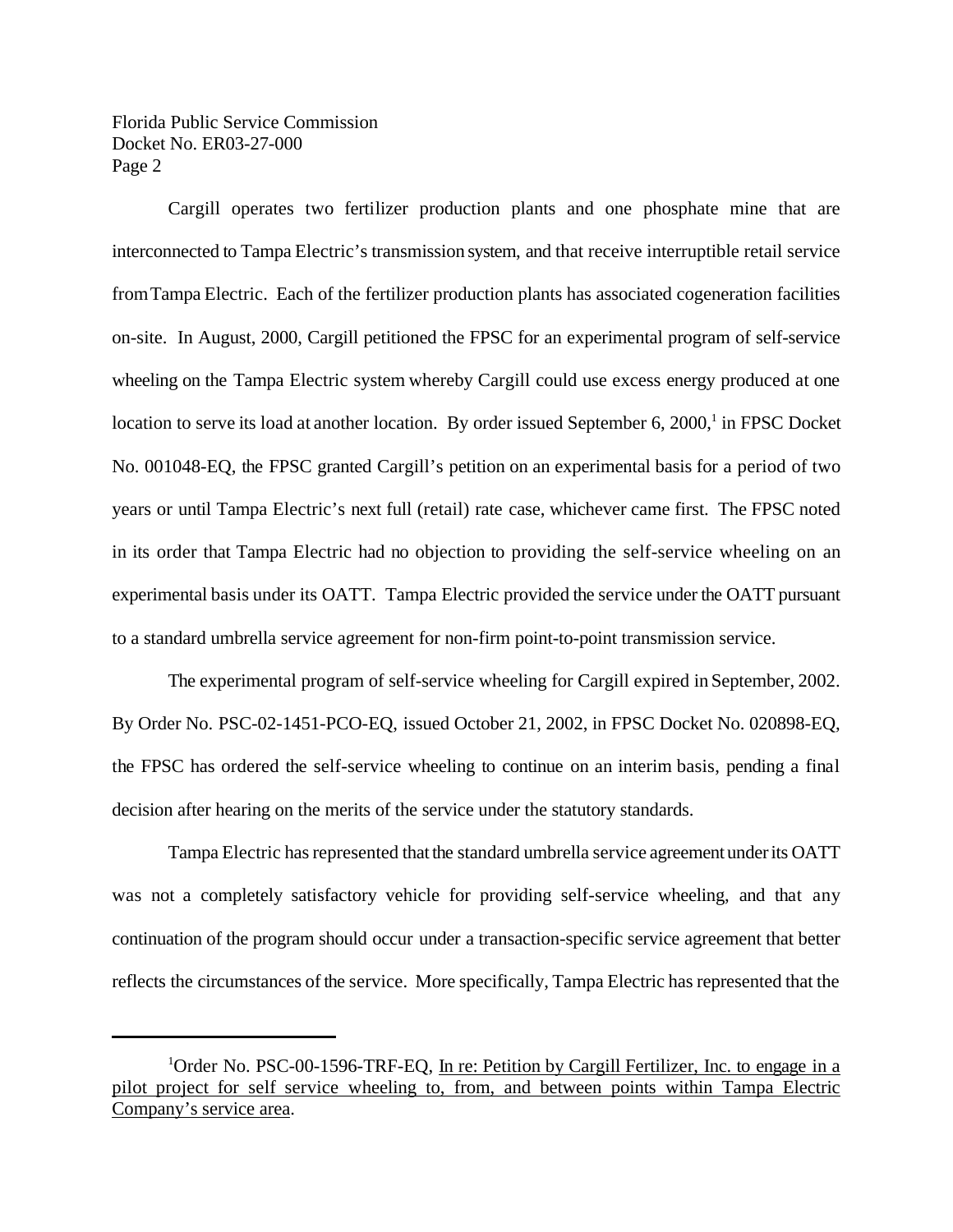Cargill operates two fertilizer production plants and one phosphate mine that are interconnected to Tampa Electric's transmission system, and that receive interruptible retail service from Tampa Electric. Each of the fertilizer production plants has associated cogeneration facilities on-site. In August, 2000, Cargill petitioned the FPSC for an experimental program of self-service wheeling on the Tampa Electric system whereby Cargill could use excess energy produced at one location to serve its load at another location. By order issued September 6, 2000,[1] in FPSC Docket No. 001048-EQ, the FPSC granted Cargill's petition on an experimental basis for a period of two years or until Tampa Electric's next full (retail) rate case, whichever came first. The FPSC noted in its order that Tampa Electric had no objection to providing the self-service wheeling on an experimental basis under its OATT. Tampa Electric provided the service under the OATT pursuant to a standard umbrella service agreement for non-firm point-to-point transmission service.

The experimental program of self-service wheeling for Cargill expired in September, 2002. By Order No. PSC-02-1451-PCO-EQ, issued October 21, 2002, in FPSC Docket No. 020898-EQ, the FPSC has ordered the self-service wheeling to continue on an interim basis, pending a final decision after hearing on the merits of the service under the statutory standards.

Tampa Electric has represented that the standard umbrella service agreement under its OATT was not a completely satisfactory vehicle for providing self-service wheeling, and that any continuation of the program should occur under a transaction-specific service agreement that better reflects the circumstances of the service. More specifically, Tampa Electric has represented that the

---

[1] Order No. PSC-00-1596-TRF-EQ, In re: Petition by Cargill Fertilizer, Inc. to engage in a pilot project for self service wheeling to, from, and between points within Tampa Electric Company's service area.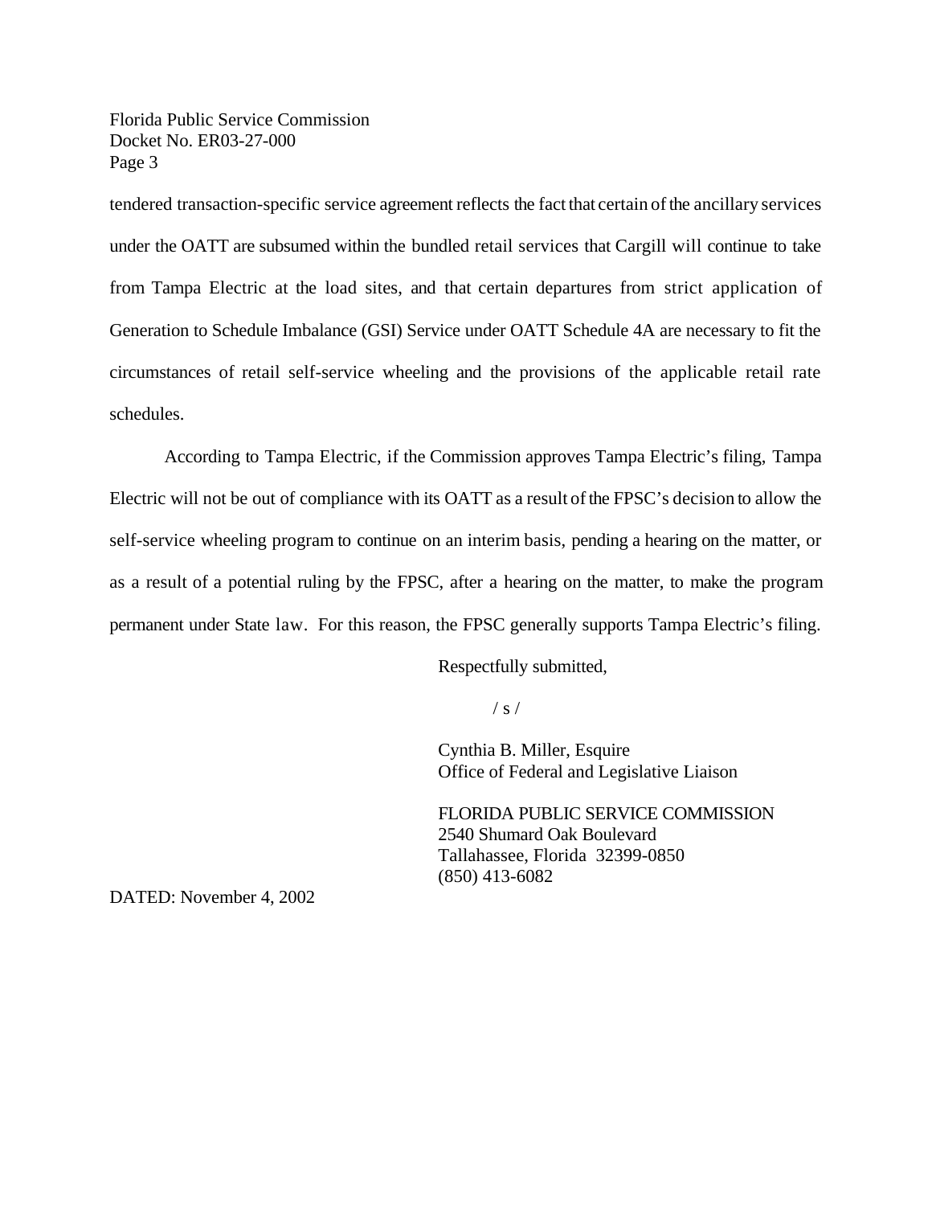tendered transaction-specific service agreement reflects the fact that certain of the ancillary services under the OATT are subsumed within the bundled retail services that Cargill will continue to take from Tampa Electric at the load sites, and that certain departures from strict application of Generation to Schedule Imbalance (GSI) Service under OATT Schedule 4A are necessary to fit the circumstances of retail self-service wheeling and the provisions of the applicable retail rate schedules.

According to Tampa Electric, if the Commission approves Tampa Electric's filing, Tampa Electric will not be out of compliance with its OATT as a result of the FPSC's decision to allow the self-service wheeling program to continue on an interim basis, pending a hearing on the matter, or as a result of a potential ruling by the FPSC, after a hearing on the matter, to make the program permanent under State law. For this reason, the FPSC generally supports Tampa Electric's filing.

Respectfully submitted,

/ s /

Cynthia B. Miller, Esquire
Office of Federal and Legislative Liaison

FLORIDA PUBLIC SERVICE COMMISSION
2540 Shumard Oak Boulevard
Tallahassee, Florida 32399-0850
(850) 413-6082

DATED: November 4, 2002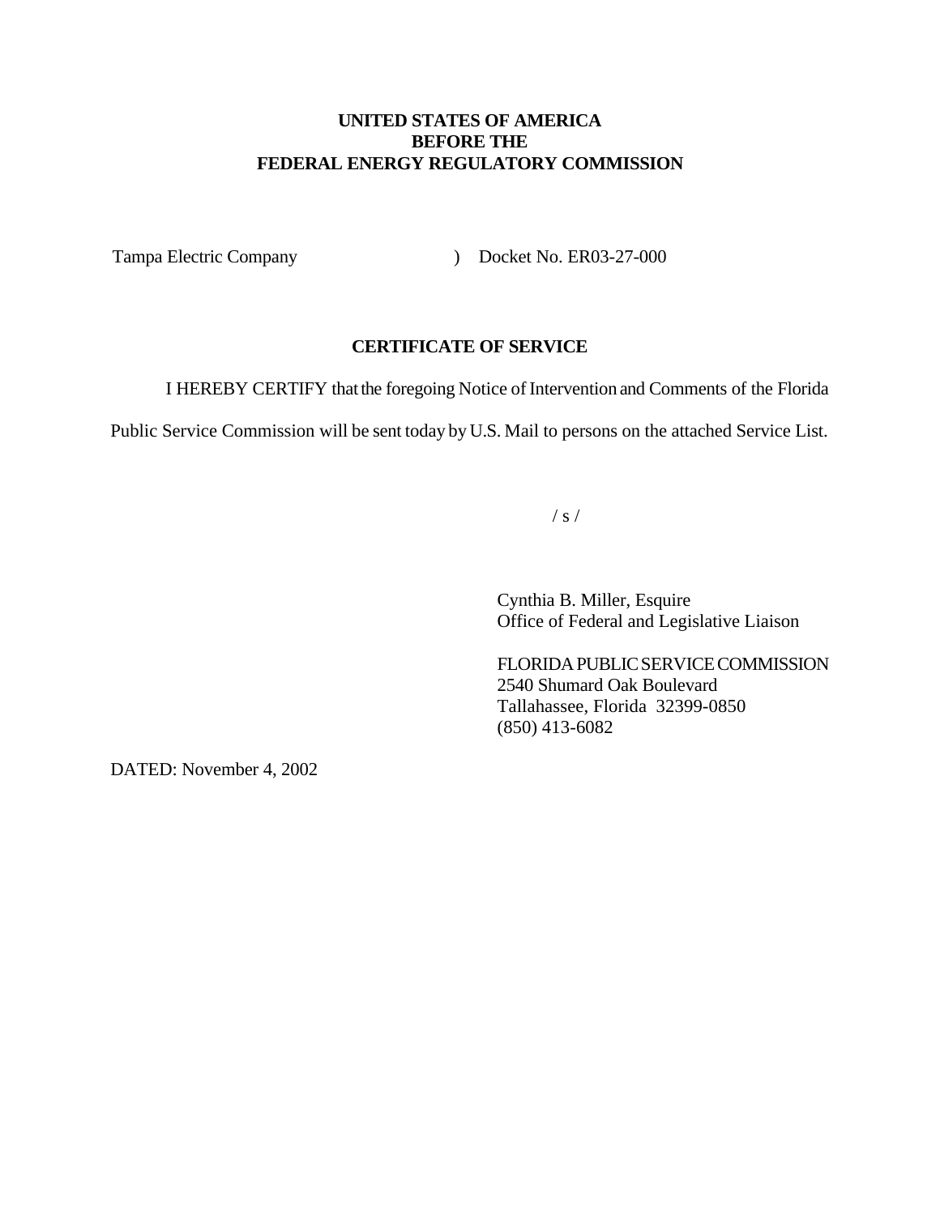**UNITED STATES OF AMERICA**
**BEFORE THE**
**FEDERAL ENERGY REGULATORY COMMISSION**

Tampa Electric Company ) Docket No. ER03-27-000

**CERTIFICATE OF SERVICE**

I HEREBY CERTIFY that the foregoing Notice of Intervention and Comments of the Florida Public Service Commission will be sent today by U.S. Mail to persons on the attached Service List.

/ s /

Cynthia B. Miller, Esquire
Office of Federal and Legislative Liaison

FLORIDA PUBLIC SERVICE COMMISSION
2540 Shumard Oak Boulevard
Tallahassee, Florida 32399-0850
(850) 413-6082

DATED: November 4, 2002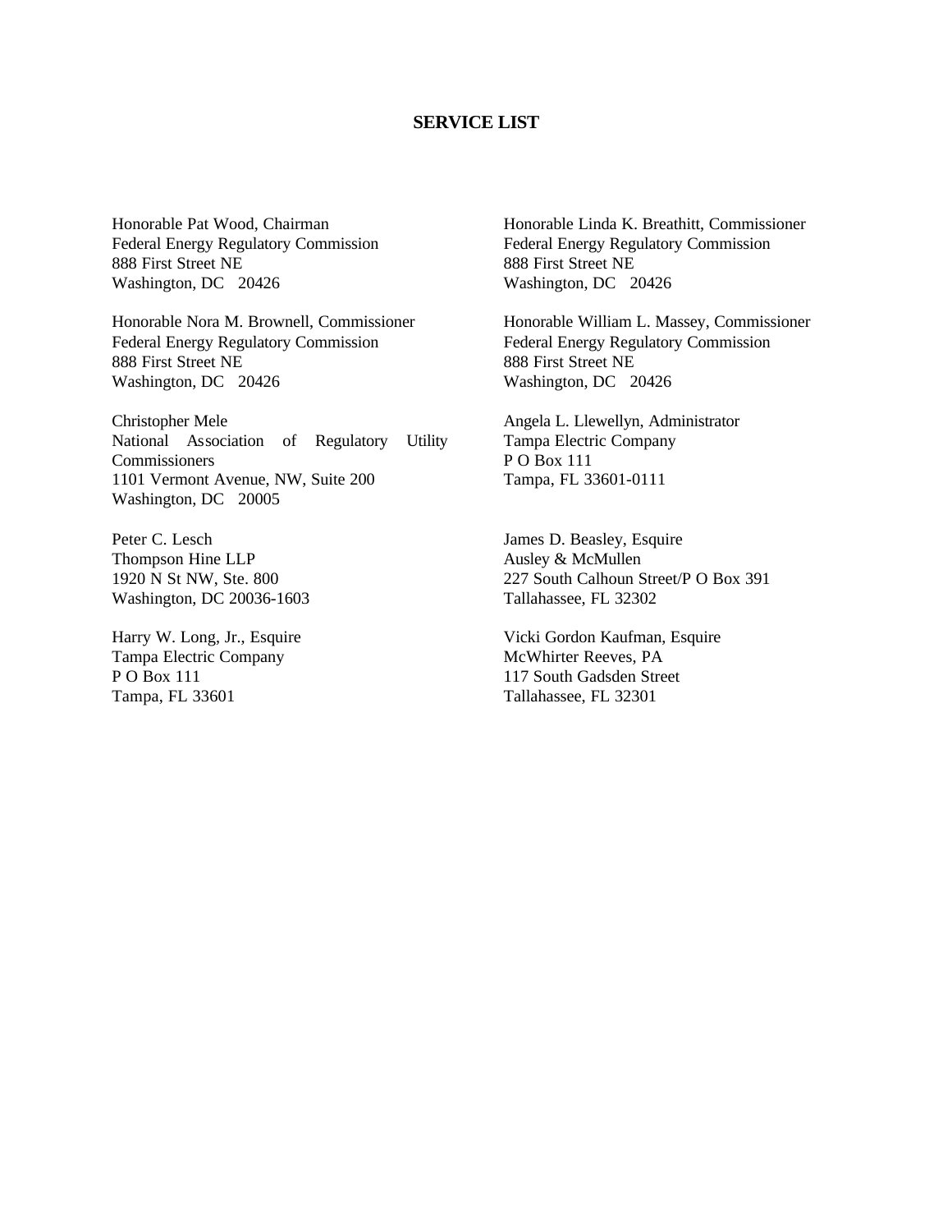**SERVICE LIST**

Honorable Pat Wood, Chairman
Federal Energy Regulatory Commission
888 First Street NE
Washington, DC 20426

Honorable Linda K. Breathitt, Commissioner
Federal Energy Regulatory Commission
888 First Street NE
Washington, DC 20426

Honorable Nora M. Brownell, Commissioner
Federal Energy Regulatory Commission
888 First Street NE
Washington, DC 20426

Honorable William L. Massey, Commissioner
Federal Energy Regulatory Commission
888 First Street NE
Washington, DC 20426

Christopher Mele
National Association of Regulatory Utility Commissioners
1101 Vermont Avenue, NW, Suite 200
Washington, DC 20005

Angela L. Llewellyn, Administrator
Tampa Electric Company
P O Box 111
Tampa, FL 33601-0111

Peter C. Lesch
Thompson Hine LLP
1920 N St NW, Ste. 800
Washington, DC 20036-1603

James D. Beasley, Esquire
Ausley & McMullen
227 South Calhoun Street/P O Box 391
Tallahassee, FL 32302

Harry W. Long, Jr., Esquire
Tampa Electric Company
P O Box 111
Tampa, FL 33601

Vicki Gordon Kaufman, Esquire
McWhirter Reeves, PA
117 South Gadsden Street
Tallahassee, FL 32301